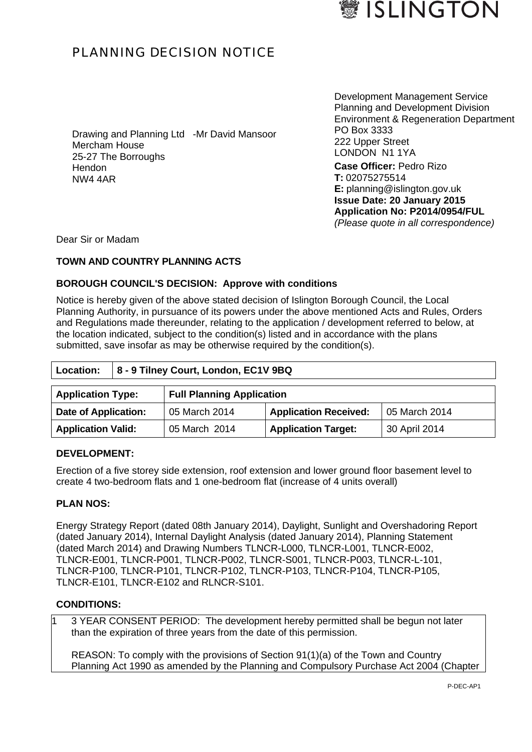ISLINGTON

# PLANNING DECISION NOTICE

Drawing and Planning Ltd -Mr David Mansoor
Mercham House
25-27 The Borroughs
Hendon
NW4 4AR

Development Management Service
Planning and Development Division
Environment & Regeneration Department
PO Box 3333
222 Upper Street
LONDON N1 1YA

**Case Officer:** Pedro Rizo
**T:** 02075275514
**E:** planning@islington.gov.uk
**Issue Date: 20 January 2015**
**Application No: P2014/0954/FUL**
*(Please quote in all correspondence)*

Dear Sir or Madam

**TOWN AND COUNTRY PLANNING ACTS**

**BOROUGH COUNCIL'S DECISION: Approve with conditions**

Notice is hereby given of the above stated decision of Islington Borough Council, the Local Planning Authority, in pursuance of its powers under the above mentioned Acts and Rules, Orders and Regulations made thereunder, relating to the application / development referred to below, at the location indicated, subject to the condition(s) listed and in accordance with the plans submitted, save insofar as may be otherwise required by the condition(s).

| **Location:** | **8 - 9 Tilney Court, London, EC1V 9BQ** |
|---|---|

| **Application Type:** | **Full Planning Application** | | |
|---|---|---|---|
| **Date of Application:** | 05 March 2014 | **Application Received:** | 05 March 2014 |
| **Application Valid:** | 05 March 2014 | **Application Target:** | 30 April 2014 |

**DEVELOPMENT:**

Erection of a five storey side extension, roof extension and lower ground floor basement level to create 4 two-bedroom flats and 1 one-bedroom flat (increase of 4 units overall)

**PLAN NOS:**

Energy Strategy Report (dated 08th January 2014), Daylight, Sunlight and Overshadoring Report (dated January 2014), Internal Daylight Analysis (dated January 2014), Planning Statement (dated March 2014) and Drawing Numbers TLNCR-L000, TLNCR-L001, TLNCR-E002, TLNCR-E001, TLNCR-P001, TLNCR-P002, TLNCR-S001, TLNCR-P003, TLNCR-L-101, TLNCR-P100, TLNCR-P101, TLNCR-P102, TLNCR-P103, TLNCR-P104, TLNCR-P105, TLNCR-E101, TLNCR-E102 and RLNCR-S101.

**CONDITIONS:**

| | |
|---|---|
| 1 | 3 YEAR CONSENT PERIOD: The development hereby permitted shall be begun not later than the expiration of three years from the date of this permission.<br><br>REASON: To comply with the provisions of Section 91(1)(a) of the Town and Country Planning Act 1990 as amended by the Planning and Compulsory Purchase Act 2004 (Chapter |

P-DEC-AP1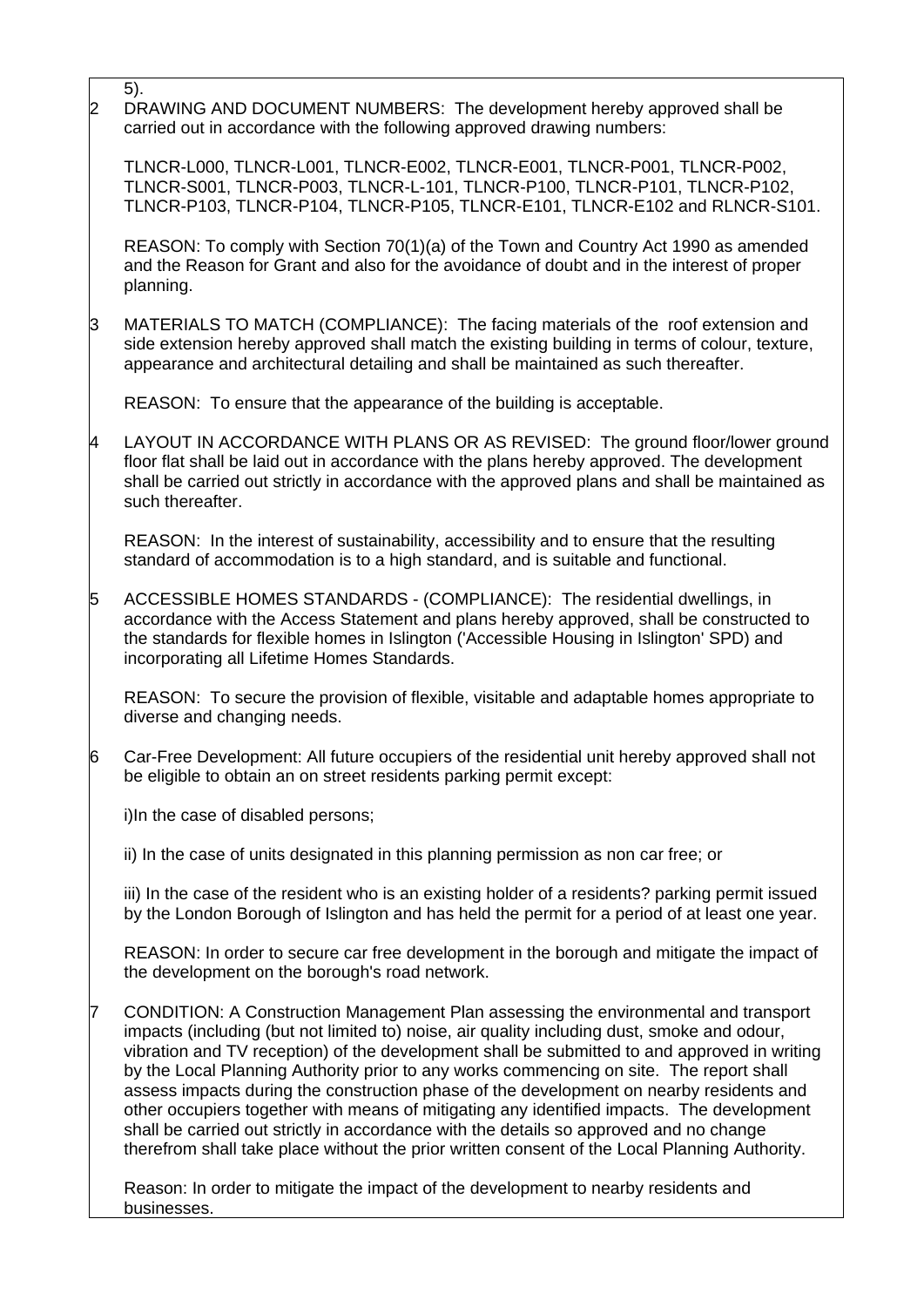5).

2 DRAWING AND DOCUMENT NUMBERS: The development hereby approved shall be carried out in accordance with the following approved drawing numbers:

TLNCR-L000, TLNCR-L001, TLNCR-E002, TLNCR-E001, TLNCR-P001, TLNCR-P002, TLNCR-S001, TLNCR-P003, TLNCR-L-101, TLNCR-P100, TLNCR-P101, TLNCR-P102, TLNCR-P103, TLNCR-P104, TLNCR-P105, TLNCR-E101, TLNCR-E102 and RLNCR-S101.

REASON: To comply with Section 70(1)(a) of the Town and Country Act 1990 as amended and the Reason for Grant and also for the avoidance of doubt and in the interest of proper planning.

3 MATERIALS TO MATCH (COMPLIANCE): The facing materials of the roof extension and side extension hereby approved shall match the existing building in terms of colour, texture, appearance and architectural detailing and shall be maintained as such thereafter.

REASON: To ensure that the appearance of the building is acceptable.

4 LAYOUT IN ACCORDANCE WITH PLANS OR AS REVISED: The ground floor/lower ground floor flat shall be laid out in accordance with the plans hereby approved. The development shall be carried out strictly in accordance with the approved plans and shall be maintained as such thereafter.

REASON: In the interest of sustainability, accessibility and to ensure that the resulting standard of accommodation is to a high standard, and is suitable and functional.

5 ACCESSIBLE HOMES STANDARDS - (COMPLIANCE): The residential dwellings, in accordance with the Access Statement and plans hereby approved, shall be constructed to the standards for flexible homes in Islington ('Accessible Housing in Islington' SPD) and incorporating all Lifetime Homes Standards.

REASON: To secure the provision of flexible, visitable and adaptable homes appropriate to diverse and changing needs.

6 Car-Free Development: All future occupiers of the residential unit hereby approved shall not be eligible to obtain an on street residents parking permit except:

i)In the case of disabled persons;

ii) In the case of units designated in this planning permission as non car free; or

iii) In the case of the resident who is an existing holder of a residents? parking permit issued by the London Borough of Islington and has held the permit for a period of at least one year.

REASON: In order to secure car free development in the borough and mitigate the impact of the development on the borough's road network.

7 CONDITION: A Construction Management Plan assessing the environmental and transport impacts (including (but not limited to) noise, air quality including dust, smoke and odour, vibration and TV reception) of the development shall be submitted to and approved in writing by the Local Planning Authority prior to any works commencing on site. The report shall assess impacts during the construction phase of the development on nearby residents and other occupiers together with means of mitigating any identified impacts. The development shall be carried out strictly in accordance with the details so approved and no change therefrom shall take place without the prior written consent of the Local Planning Authority.

Reason: In order to mitigate the impact of the development to nearby residents and businesses.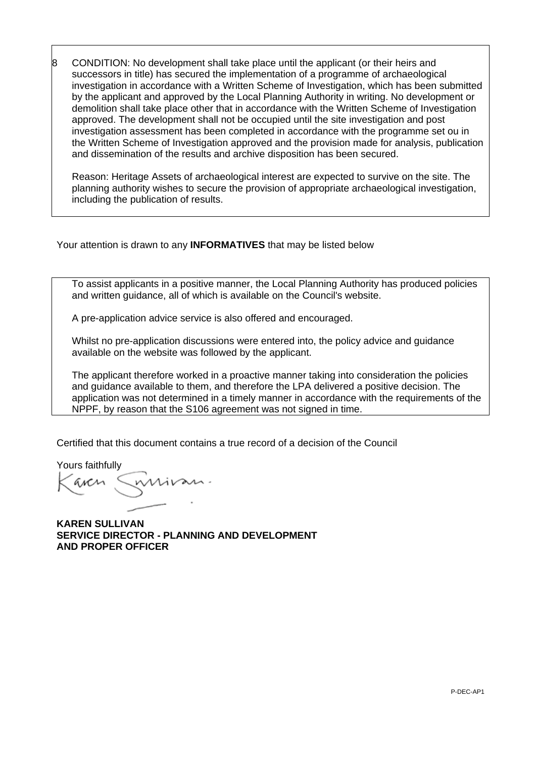8 CONDITION: No development shall take place until the applicant (or their heirs and successors in title) has secured the implementation of a programme of archaeological investigation in accordance with a Written Scheme of Investigation, which has been submitted by the applicant and approved by the Local Planning Authority in writing. No development or demolition shall take place other that in accordance with the Written Scheme of Investigation approved. The development shall not be occupied until the site investigation and post investigation assessment has been completed in accordance with the programme set ou in the Written Scheme of Investigation approved and the provision made for analysis, publication and dissemination of the results and archive disposition has been secured.

Reason: Heritage Assets of archaeological interest are expected to survive on the site. The planning authority wishes to secure the provision of appropriate archaeological investigation, including the publication of results.

Your attention is drawn to any **INFORMATIVES** that may be listed below

To assist applicants in a positive manner, the Local Planning Authority has produced policies and written guidance, all of which is available on the Council's website.

A pre-application advice service is also offered and encouraged.

Whilst no pre-application discussions were entered into, the policy advice and guidance available on the website was followed by the applicant.

The applicant therefore worked in a proactive manner taking into consideration the policies and guidance available to them, and therefore the LPA delivered a positive decision. The application was not determined in a timely manner in accordance with the requirements of the NPPF, by reason that the S106 agreement was not signed in time.

Certified that this document contains a true record of a decision of the Council

Yours faithfully

**KAREN SULLIVAN**
**SERVICE DIRECTOR - PLANNING AND DEVELOPMENT**
**AND PROPER OFFICER**

P-DEC-AP1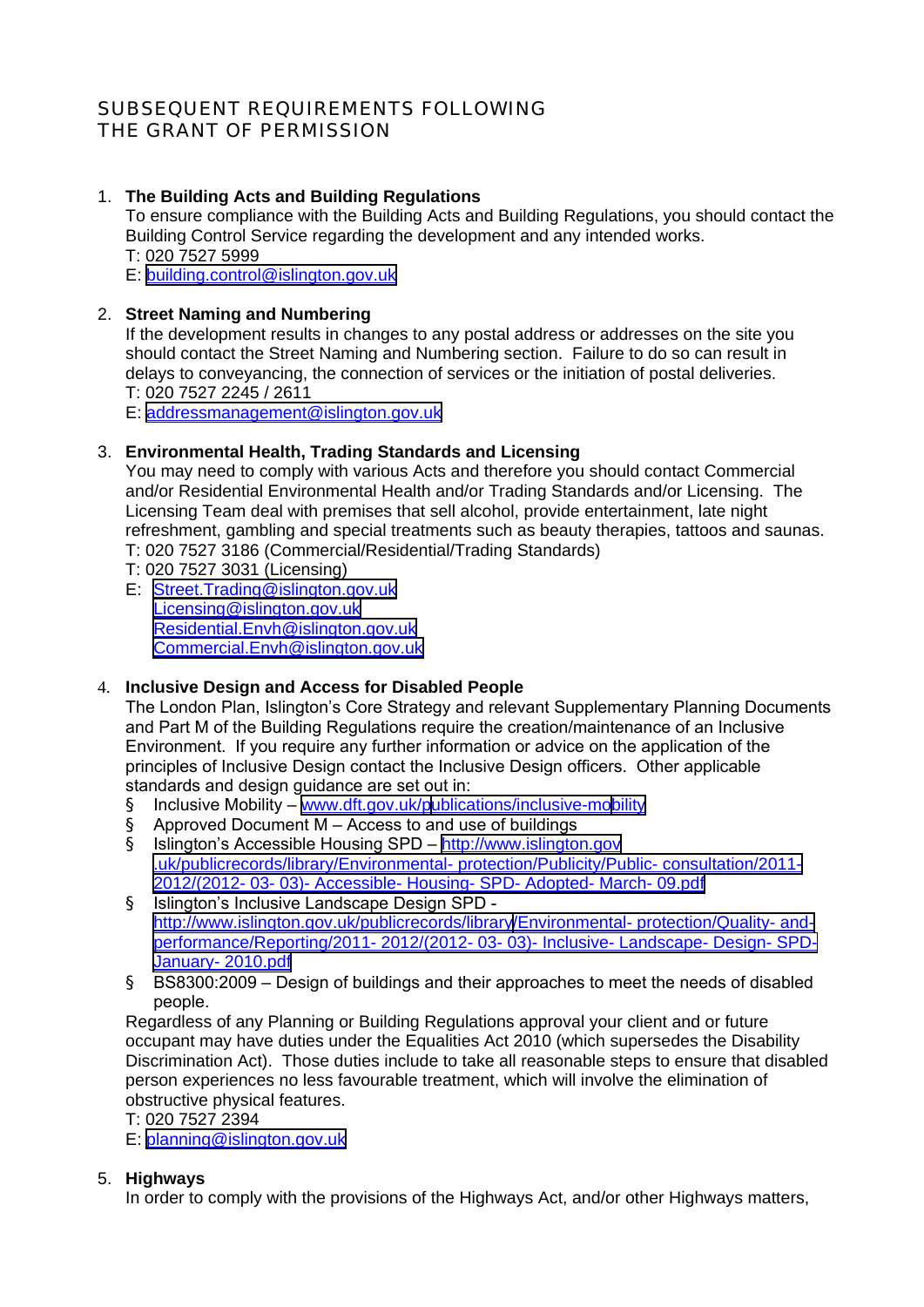# SUBSEQUENT REQUIREMENTS FOLLOWING THE GRANT OF PERMISSION

1. **The Building Acts and Building Regulations**
   To ensure compliance with the Building Acts and Building Regulations, you should contact the Building Control Service regarding the development and any intended works.
   T: 020 7527 5999
   E: building.control@islington.gov.uk

2. **Street Naming and Numbering**
   If the development results in changes to any postal address or addresses on the site you should contact the Street Naming and Numbering section. Failure to do so can result in delays to conveyancing, the connection of services or the initiation of postal deliveries.
   T: 020 7527 2245 / 2611
   E: addressmanagement@islington.gov.uk

3. **Environmental Health, Trading Standards and Licensing**
   You may need to comply with various Acts and therefore you should contact Commercial and/or Residential Environmental Health and/or Trading Standards and/or Licensing. The Licensing Team deal with premises that sell alcohol, provide entertainment, late night refreshment, gambling and special treatments such as beauty therapies, tattoos and saunas.
   T: 020 7527 3186 (Commercial/Residential/Trading Standards)
   T: 020 7527 3031 (Licensing)
   E: Street.Trading@islington.gov.uk
   Licensing@islington.gov.uk
   Residential.Envh@islington.gov.uk
   Commercial.Envh@islington.gov.uk

4. **Inclusive Design and Access for Disabled People**
   The London Plan, Islington's Core Strategy and relevant Supplementary Planning Documents and Part M of the Building Regulations require the creation/maintenance of an Inclusive Environment. If you require any further information or advice on the application of the principles of Inclusive Design contact the Inclusive Design officers. Other applicable standards and design guidance are set out in:
   - Inclusive Mobility – www.dft.gov.uk/publications/inclusive-mobility
   - Approved Document M – Access to and use of buildings
   - Islington's Accessible Housing SPD – http://www.islington.gov.uk/publicrecords/library/Environmental-protection/Publicity/Public-consultation/2011-2012/(2012-03-03)-Accessible-Housing-SPD-Adopted-March-09.pdf
   - Islington's Inclusive Landscape Design SPD - http://www.islington.gov.uk/publicrecords/library/Environmental-protection/Quality-and-performance/Reporting/2011-2012/(2012-03-03)-Inclusive-Landscape-Design-SPD-January-2010.pdf
   - BS8300:2009 – Design of buildings and their approaches to meet the needs of disabled people.

   Regardless of any Planning or Building Regulations approval your client and or future occupant may have duties under the Equalities Act 2010 (which supersedes the Disability Discrimination Act). Those duties include to take all reasonable steps to ensure that disabled person experiences no less favourable treatment, which will involve the elimination of obstructive physical features.
   T: 020 7527 2394
   E: planning@islington.gov.uk

5. **Highways**
   In order to comply with the provisions of the Highways Act, and/or other Highways matters,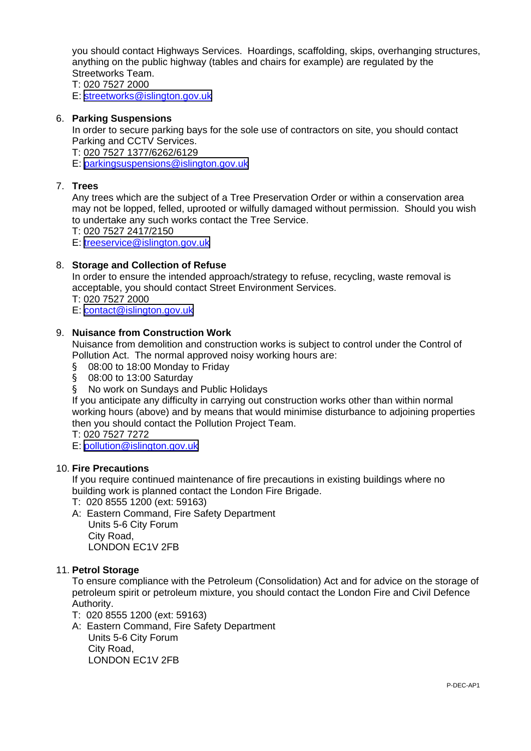you should contact Highways Services. Hoardings, scaffolding, skips, overhanging structures, anything on the public highway (tables and chairs for example) are regulated by the Streetworks Team.
T: 020 7527 2000
E: streetworks@islington.gov.uk

6. **Parking Suspensions**
   In order to secure parking bays for the sole use of contractors on site, you should contact Parking and CCTV Services.
   T: 020 7527 1377/6262/6129
   E: parkingsuspensions@islington.gov.uk

7. **Trees**
   Any trees which are the subject of a Tree Preservation Order or within a conservation area may not be lopped, felled, uprooted or wilfully damaged without permission. Should you wish to undertake any such works contact the Tree Service.
   T: 020 7527 2417/2150
   E: treeservice@islington.gov.uk

8. **Storage and Collection of Refuse**
   In order to ensure the intended approach/strategy to refuse, recycling, waste removal is acceptable, you should contact Street Environment Services.
   T: 020 7527 2000
   E: contact@islington.gov.uk

9. **Nuisance from Construction Work**
   Nuisance from demolition and construction works is subject to control under the Control of Pollution Act. The normal approved noisy working hours are:
   - 08:00 to 18:00 Monday to Friday
   - 08:00 to 13:00 Saturday
   - No work on Sundays and Public Holidays

   If you anticipate any difficulty in carrying out construction works other than within normal working hours (above) and by means that would minimise disturbance to adjoining properties then you should contact the Pollution Project Team.
   T: 020 7527 7272
   E: pollution@islington.gov.uk

10. **Fire Precautions**
    If you require continued maintenance of fire precautions in existing buildings where no building work is planned contact the London Fire Brigade.
    T: 020 8555 1200 (ext: 59163)
    A: Eastern Command, Fire Safety Department
    Units 5-6 City Forum
    City Road,
    LONDON EC1V 2FB

11. **Petrol Storage**
    To ensure compliance with the Petroleum (Consolidation) Act and for advice on the storage of petroleum spirit or petroleum mixture, you should contact the London Fire and Civil Defence Authority.
    T: 020 8555 1200 (ext: 59163)
    A: Eastern Command, Fire Safety Department
    Units 5-6 City Forum
    City Road,
    LONDON EC1V 2FB

P-DEC-AP1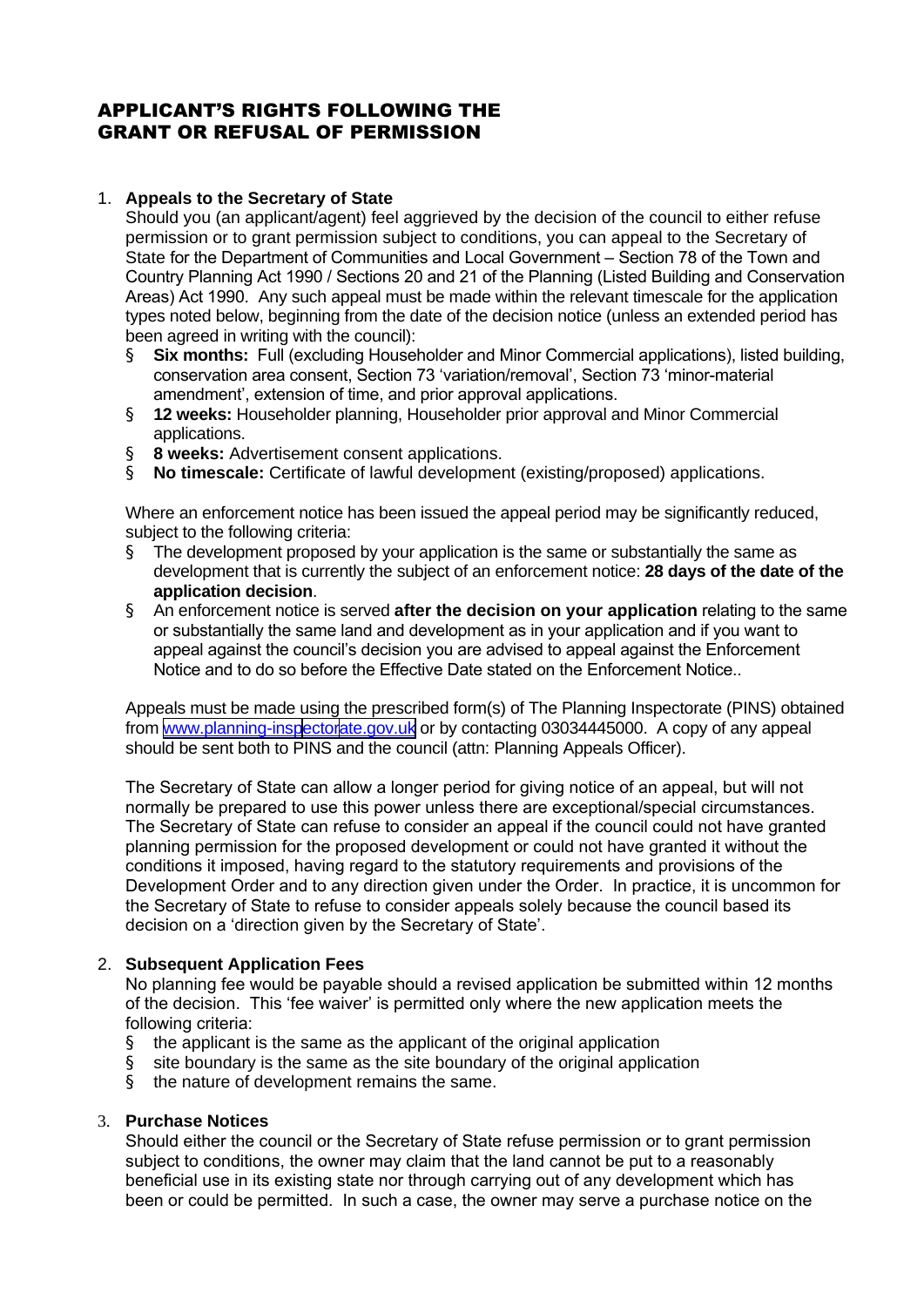# APPLICANT'S RIGHTS FOLLOWING THE GRANT OR REFUSAL OF PERMISSION

1. **Appeals to the Secretary of State**

   Should you (an applicant/agent) feel aggrieved by the decision of the council to either refuse permission or to grant permission subject to conditions, you can appeal to the Secretary of State for the Department of Communities and Local Government – Section 78 of the Town and Country Planning Act 1990 / Sections 20 and 21 of the Planning (Listed Building and Conservation Areas) Act 1990. Any such appeal must be made within the relevant timescale for the application types noted below, beginning from the date of the decision notice (unless an extended period has been agreed in writing with the council):

   - **Six months:** Full (excluding Householder and Minor Commercial applications), listed building, conservation area consent, Section 73 'variation/removal', Section 73 'minor-material amendment', extension of time, and prior approval applications.
   - **12 weeks:** Householder planning, Householder prior approval and Minor Commercial applications.
   - **8 weeks:** Advertisement consent applications.
   - **No timescale:** Certificate of lawful development (existing/proposed) applications.

   Where an enforcement notice has been issued the appeal period may be significantly reduced, subject to the following criteria:

   - The development proposed by your application is the same or substantially the same as development that is currently the subject of an enforcement notice: **28 days of the date of the application decision**.
   - An enforcement notice is served **after the decision on your application** relating to the same or substantially the same land and development as in your application and if you want to appeal against the council's decision you are advised to appeal against the Enforcement Notice and to do so before the Effective Date stated on the Enforcement Notice..

   Appeals must be made using the prescribed form(s) of The Planning Inspectorate (PINS) obtained from www.planning-inspectorate.gov.uk or by contacting 03034445000. A copy of any appeal should be sent both to PINS and the council (attn: Planning Appeals Officer).

   The Secretary of State can allow a longer period for giving notice of an appeal, but will not normally be prepared to use this power unless there are exceptional/special circumstances. The Secretary of State can refuse to consider an appeal if the council could not have granted planning permission for the proposed development or could not have granted it without the conditions it imposed, having regard to the statutory requirements and provisions of the Development Order and to any direction given under the Order. In practice, it is uncommon for the Secretary of State to refuse to consider appeals solely because the council based its decision on a 'direction given by the Secretary of State'.

2. **Subsequent Application Fees**

   No planning fee would be payable should a revised application be submitted within 12 months of the decision. This 'fee waiver' is permitted only where the new application meets the following criteria:

   - the applicant is the same as the applicant of the original application
   - site boundary is the same as the site boundary of the original application
   - the nature of development remains the same.

3. **Purchase Notices**

   Should either the council or the Secretary of State refuse permission or to grant permission subject to conditions, the owner may claim that the land cannot be put to a reasonably beneficial use in its existing state nor through carrying out of any development which has been or could be permitted. In such a case, the owner may serve a purchase notice on the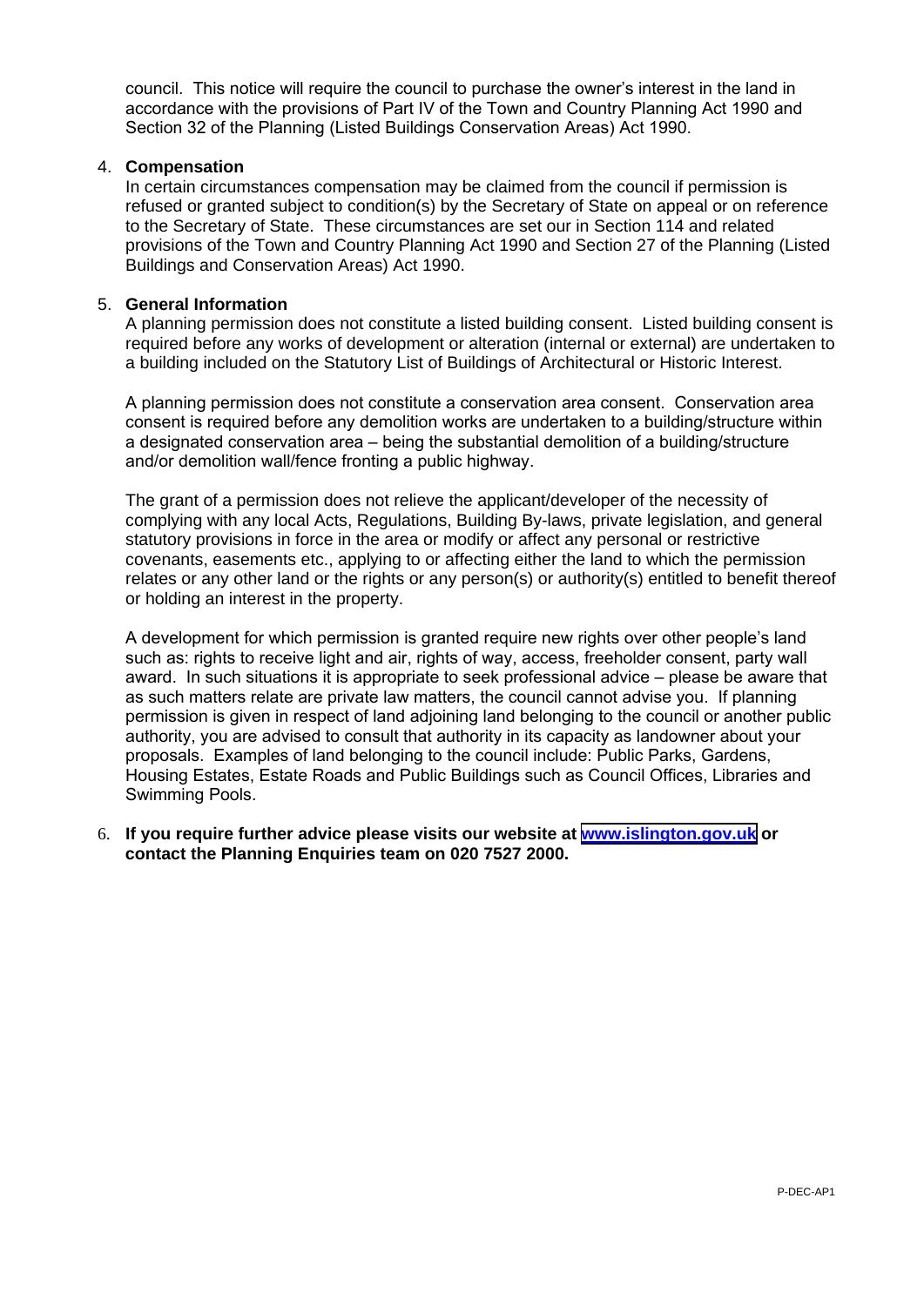council. This notice will require the council to purchase the owner's interest in the land in accordance with the provisions of Part IV of the Town and Country Planning Act 1990 and Section 32 of the Planning (Listed Buildings Conservation Areas) Act 1990.

4. **Compensation**

   In certain circumstances compensation may be claimed from the council if permission is refused or granted subject to condition(s) by the Secretary of State on appeal or on reference to the Secretary of State. These circumstances are set our in Section 114 and related provisions of the Town and Country Planning Act 1990 and Section 27 of the Planning (Listed Buildings and Conservation Areas) Act 1990.

5. **General Information**

   A planning permission does not constitute a listed building consent. Listed building consent is required before any works of development or alteration (internal or external) are undertaken to a building included on the Statutory List of Buildings of Architectural or Historic Interest.

   A planning permission does not constitute a conservation area consent. Conservation area consent is required before any demolition works are undertaken to a building/structure within a designated conservation area – being the substantial demolition of a building/structure and/or demolition wall/fence fronting a public highway.

   The grant of a permission does not relieve the applicant/developer of the necessity of complying with any local Acts, Regulations, Building By-laws, private legislation, and general statutory provisions in force in the area or modify or affect any personal or restrictive covenants, easements etc., applying to or affecting either the land to which the permission relates or any other land or the rights or any person(s) or authority(s) entitled to benefit thereof or holding an interest in the property.

   A development for which permission is granted require new rights over other people's land such as: rights to receive light and air, rights of way, access, freeholder consent, party wall award. In such situations it is appropriate to seek professional advice – please be aware that as such matters relate are private law matters, the council cannot advise you. If planning permission is given in respect of land adjoining land belonging to the council or another public authority, you are advised to consult that authority in its capacity as landowner about your proposals. Examples of land belonging to the council include: Public Parks, Gardens, Housing Estates, Estate Roads and Public Buildings such as Council Offices, Libraries and Swimming Pools.

6. **If you require further advice please visits our website at www.islington.gov.uk or contact the Planning Enquiries team on 020 7527 2000.**

P-DEC-AP1